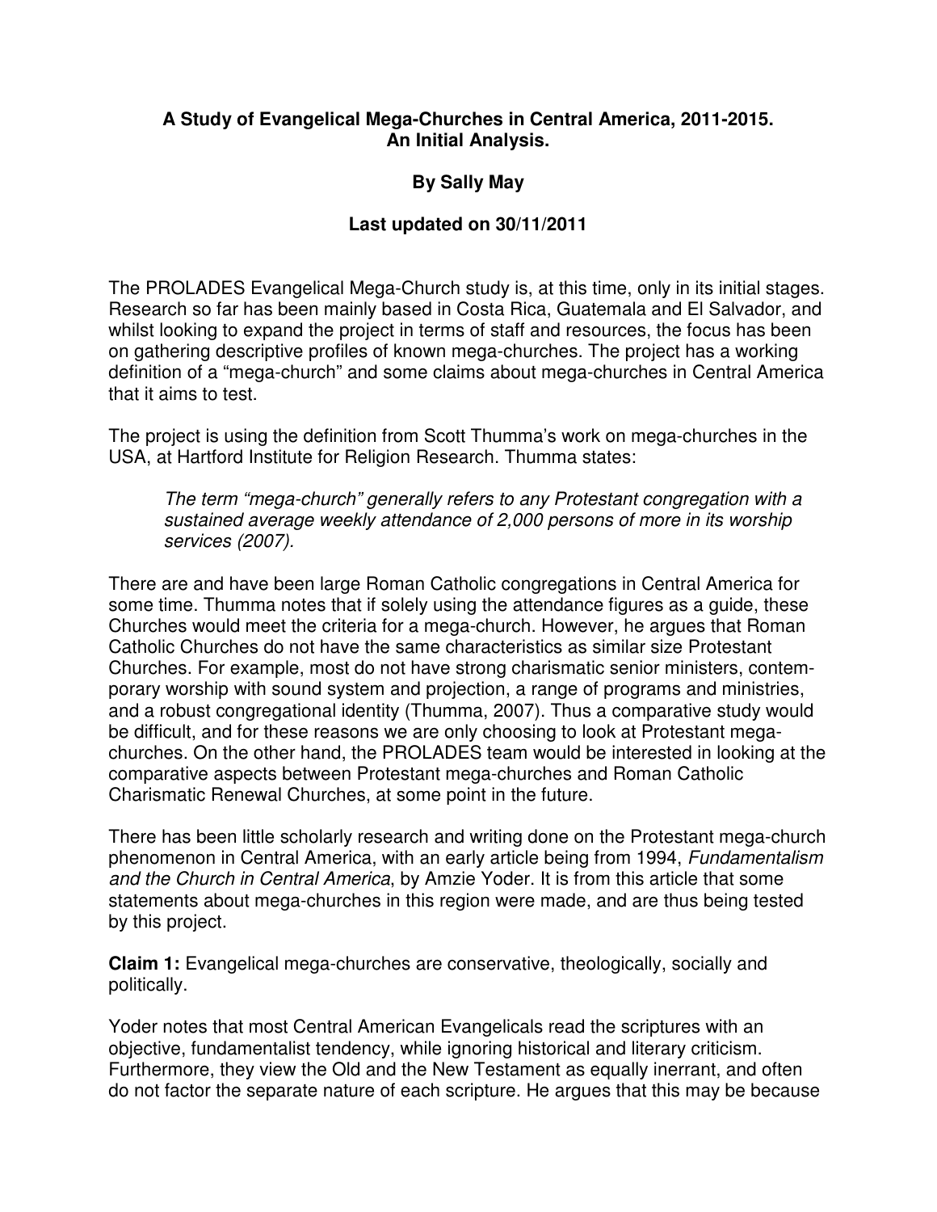**A Study of Evangelical Mega-Churches in Central America, 2011-2015.**
**An Initial Analysis.**

**By Sally May**

**Last updated on 30/11/2011**

The PROLADES Evangelical Mega-Church study is, at this time, only in its initial stages. Research so far has been mainly based in Costa Rica, Guatemala and El Salvador, and whilst looking to expand the project in terms of staff and resources, the focus has been on gathering descriptive profiles of known mega-churches. The project has a working definition of a "mega-church" and some claims about mega-churches in Central America that it aims to test.

The project is using the definition from Scott Thumma's work on mega-churches in the USA, at Hartford Institute for Religion Research. Thumma states:

> *The term "mega-church" generally refers to any Protestant congregation with a sustained average weekly attendance of 2,000 persons of more in its worship services (2007).*

There are and have been large Roman Catholic congregations in Central America for some time. Thumma notes that if solely using the attendance figures as a guide, these Churches would meet the criteria for a mega-church. However, he argues that Roman Catholic Churches do not have the same characteristics as similar size Protestant Churches. For example, most do not have strong charismatic senior ministers, contemporary worship with sound system and projection, a range of programs and ministries, and a robust congregational identity (Thumma, 2007). Thus a comparative study would be difficult, and for these reasons we are only choosing to look at Protestant mega-churches. On the other hand, the PROLADES team would be interested in looking at the comparative aspects between Protestant mega-churches and Roman Catholic Charismatic Renewal Churches, at some point in the future.

There has been little scholarly research and writing done on the Protestant mega-church phenomenon in Central America, with an early article being from 1994, *Fundamentalism and the Church in Central America*, by Amzie Yoder. It is from this article that some statements about mega-churches in this region were made, and are thus being tested by this project.

**Claim 1:** Evangelical mega-churches are conservative, theologically, socially and politically.

Yoder notes that most Central American Evangelicals read the scriptures with an objective, fundamentalist tendency, while ignoring historical and literary criticism. Furthermore, they view the Old and the New Testament as equally inerrant, and often do not factor the separate nature of each scripture. He argues that this may be because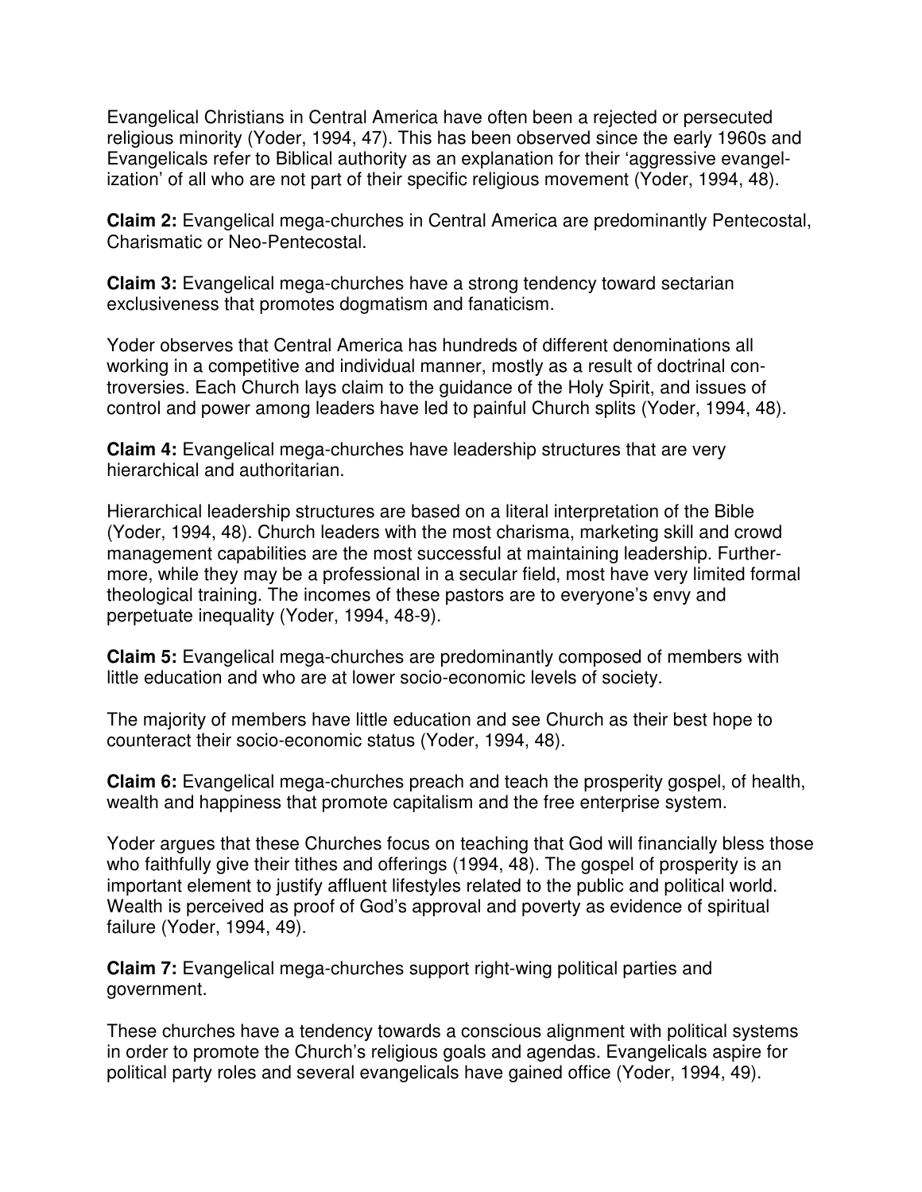Evangelical Christians in Central America have often been a rejected or persecuted religious minority (Yoder, 1994, 47). This has been observed since the early 1960s and Evangelicals refer to Biblical authority as an explanation for their 'aggressive evangelization' of all who are not part of their specific religious movement (Yoder, 1994, 48).

**Claim 2:** Evangelical mega-churches in Central America are predominantly Pentecostal, Charismatic or Neo-Pentecostal.

**Claim 3:** Evangelical mega-churches have a strong tendency toward sectarian exclusiveness that promotes dogmatism and fanaticism.

Yoder observes that Central America has hundreds of different denominations all working in a competitive and individual manner, mostly as a result of doctrinal controversies. Each Church lays claim to the guidance of the Holy Spirit, and issues of control and power among leaders have led to painful Church splits (Yoder, 1994, 48).

**Claim 4:** Evangelical mega-churches have leadership structures that are very hierarchical and authoritarian.

Hierarchical leadership structures are based on a literal interpretation of the Bible (Yoder, 1994, 48). Church leaders with the most charisma, marketing skill and crowd management capabilities are the most successful at maintaining leadership. Furthermore, while they may be a professional in a secular field, most have very limited formal theological training. The incomes of these pastors are to everyone's envy and perpetuate inequality (Yoder, 1994, 48-9).

**Claim 5:** Evangelical mega-churches are predominantly composed of members with little education and who are at lower socio-economic levels of society.

The majority of members have little education and see Church as their best hope to counteract their socio-economic status (Yoder, 1994, 48).

**Claim 6:** Evangelical mega-churches preach and teach the prosperity gospel, of health, wealth and happiness that promote capitalism and the free enterprise system.

Yoder argues that these Churches focus on teaching that God will financially bless those who faithfully give their tithes and offerings (1994, 48). The gospel of prosperity is an important element to justify affluent lifestyles related to the public and political world. Wealth is perceived as proof of God's approval and poverty as evidence of spiritual failure (Yoder, 1994, 49).

**Claim 7:** Evangelical mega-churches support right-wing political parties and government.

These churches have a tendency towards a conscious alignment with political systems in order to promote the Church's religious goals and agendas. Evangelicals aspire for political party roles and several evangelicals have gained office (Yoder, 1994, 49).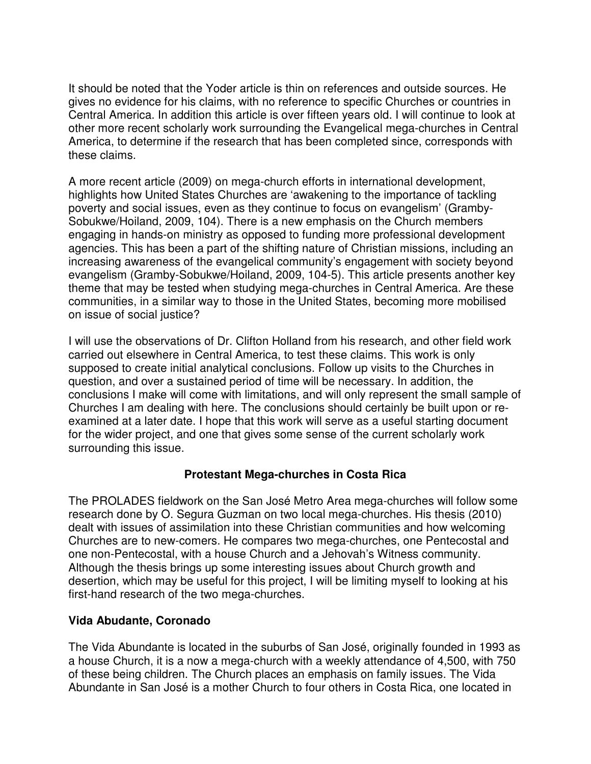It should be noted that the Yoder article is thin on references and outside sources. He gives no evidence for his claims, with no reference to specific Churches or countries in Central America. In addition this article is over fifteen years old. I will continue to look at other more recent scholarly work surrounding the Evangelical mega-churches in Central America, to determine if the research that has been completed since, corresponds with these claims.

A more recent article (2009) on mega-church efforts in international development, highlights how United States Churches are 'awakening to the importance of tackling poverty and social issues, even as they continue to focus on evangelism' (Gramby-Sobukwe/Hoiland, 2009, 104). There is a new emphasis on the Church members engaging in hands-on ministry as opposed to funding more professional development agencies. This has been a part of the shifting nature of Christian missions, including an increasing awareness of the evangelical community's engagement with society beyond evangelism (Gramby-Sobukwe/Hoiland, 2009, 104-5). This article presents another key theme that may be tested when studying mega-churches in Central America. Are these communities, in a similar way to those in the United States, becoming more mobilised on issue of social justice?

I will use the observations of Dr. Clifton Holland from his research, and other field work carried out elsewhere in Central America, to test these claims. This work is only supposed to create initial analytical conclusions. Follow up visits to the Churches in question, and over a sustained period of time will be necessary. In addition, the conclusions I make will come with limitations, and will only represent the small sample of Churches I am dealing with here. The conclusions should certainly be built upon or re-examined at a later date. I hope that this work will serve as a useful starting document for the wider project, and one that gives some sense of the current scholarly work surrounding this issue.

## Protestant Mega-churches in Costa Rica

The PROLADES fieldwork on the San José Metro Area mega-churches will follow some research done by O. Segura Guzman on two local mega-churches. His thesis (2010) dealt with issues of assimilation into these Christian communities and how welcoming Churches are to new-comers. He compares two mega-churches, one Pentecostal and one non-Pentecostal, with a house Church and a Jehovah's Witness community. Although the thesis brings up some interesting issues about Church growth and desertion, which may be useful for this project, I will be limiting myself to looking at his first-hand research of the two mega-churches.

### Vida Abudante, Coronado

The Vida Abundante is located in the suburbs of San José, originally founded in 1993 as a house Church, it is a now a mega-church with a weekly attendance of 4,500, with 750 of these being children. The Church places an emphasis on family issues. The Vida Abundante in San José is a mother Church to four others in Costa Rica, one located in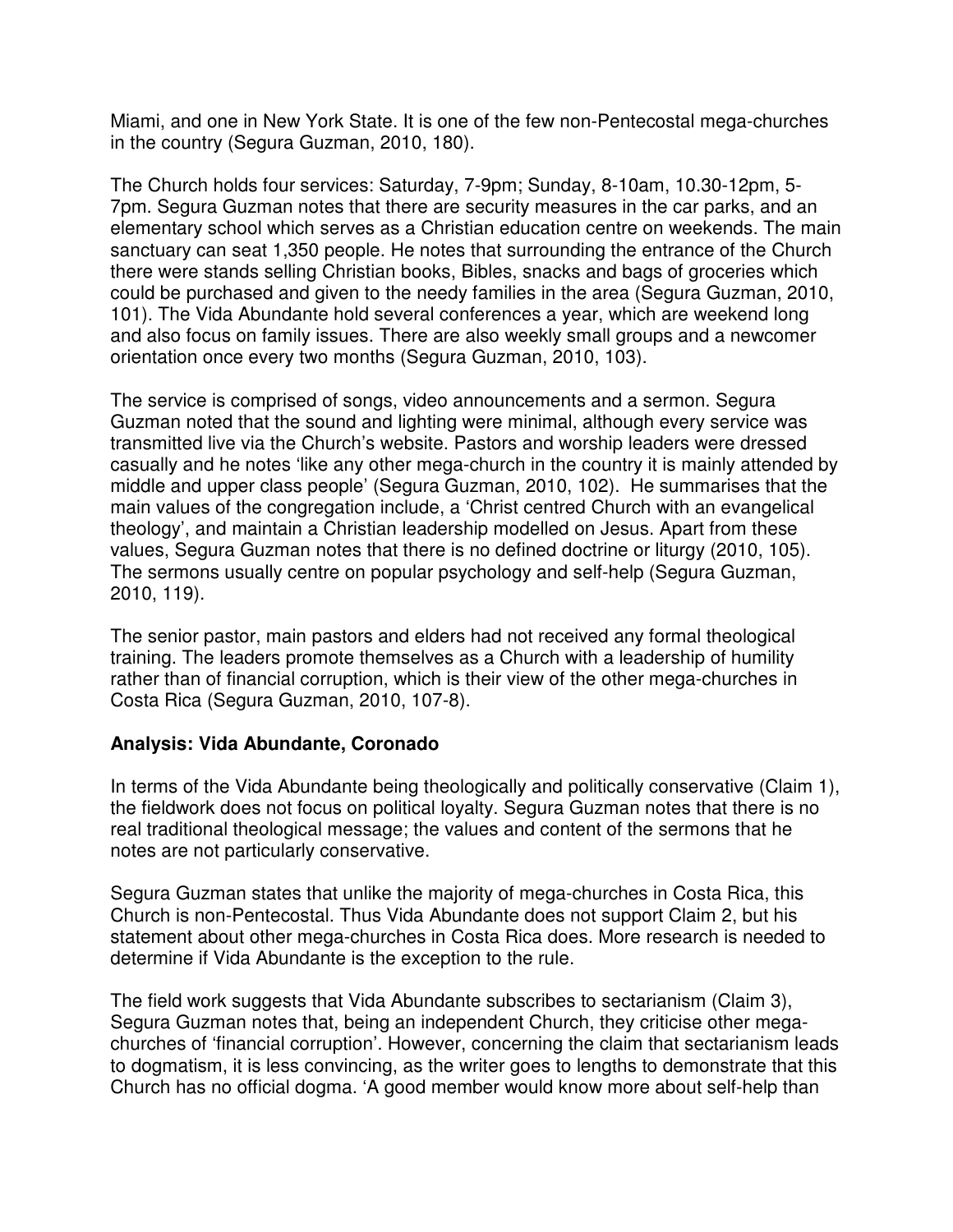Miami, and one in New York State. It is one of the few non-Pentecostal mega-churches in the country (Segura Guzman, 2010, 180).

The Church holds four services: Saturday, 7-9pm; Sunday, 8-10am, 10.30-12pm, 5-7pm. Segura Guzman notes that there are security measures in the car parks, and an elementary school which serves as a Christian education centre on weekends. The main sanctuary can seat 1,350 people. He notes that surrounding the entrance of the Church there were stands selling Christian books, Bibles, snacks and bags of groceries which could be purchased and given to the needy families in the area (Segura Guzman, 2010, 101). The Vida Abundante hold several conferences a year, which are weekend long and also focus on family issues. There are also weekly small groups and a newcomer orientation once every two months (Segura Guzman, 2010, 103).

The service is comprised of songs, video announcements and a sermon. Segura Guzman noted that the sound and lighting were minimal, although every service was transmitted live via the Church's website. Pastors and worship leaders were dressed casually and he notes 'like any other mega-church in the country it is mainly attended by middle and upper class people' (Segura Guzman, 2010, 102). He summarises that the main values of the congregation include, a 'Christ centred Church with an evangelical theology', and maintain a Christian leadership modelled on Jesus. Apart from these values, Segura Guzman notes that there is no defined doctrine or liturgy (2010, 105). The sermons usually centre on popular psychology and self-help (Segura Guzman, 2010, 119).

The senior pastor, main pastors and elders had not received any formal theological training. The leaders promote themselves as a Church with a leadership of humility rather than of financial corruption, which is their view of the other mega-churches in Costa Rica (Segura Guzman, 2010, 107-8).

**Analysis: Vida Abundante, Coronado**

In terms of the Vida Abundante being theologically and politically conservative (Claim 1), the fieldwork does not focus on political loyalty. Segura Guzman notes that there is no real traditional theological message; the values and content of the sermons that he notes are not particularly conservative.

Segura Guzman states that unlike the majority of mega-churches in Costa Rica, this Church is non-Pentecostal. Thus Vida Abundante does not support Claim 2, but his statement about other mega-churches in Costa Rica does. More research is needed to determine if Vida Abundante is the exception to the rule.

The field work suggests that Vida Abundante subscribes to sectarianism (Claim 3), Segura Guzman notes that, being an independent Church, they criticise other mega-churches of 'financial corruption'. However, concerning the claim that sectarianism leads to dogmatism, it is less convincing, as the writer goes to lengths to demonstrate that this Church has no official dogma. 'A good member would know more about self-help than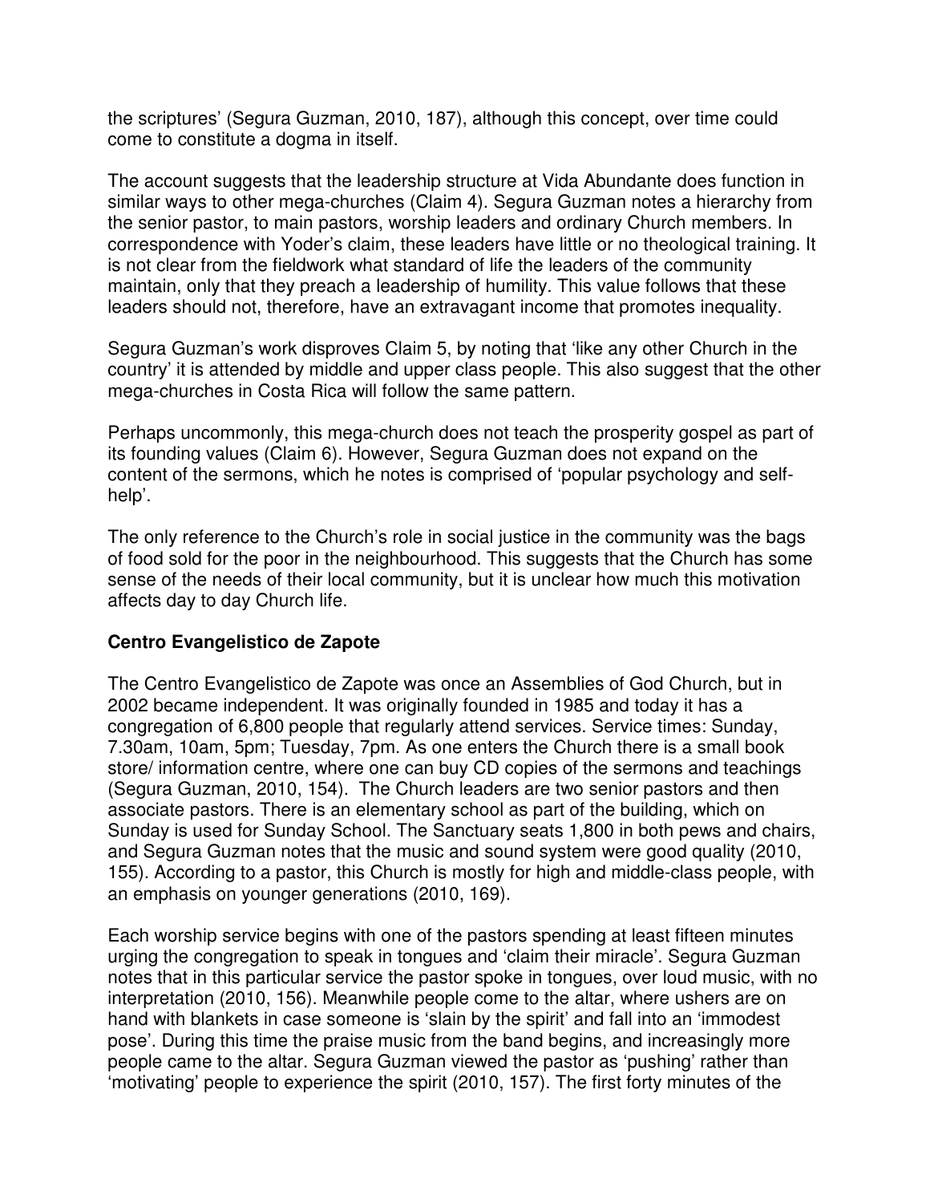the scriptures' (Segura Guzman, 2010, 187), although this concept, over time could come to constitute a dogma in itself.

The account suggests that the leadership structure at Vida Abundante does function in similar ways to other mega-churches (Claim 4). Segura Guzman notes a hierarchy from the senior pastor, to main pastors, worship leaders and ordinary Church members. In correspondence with Yoder's claim, these leaders have little or no theological training. It is not clear from the fieldwork what standard of life the leaders of the community maintain, only that they preach a leadership of humility. This value follows that these leaders should not, therefore, have an extravagant income that promotes inequality.

Segura Guzman's work disproves Claim 5, by noting that 'like any other Church in the country' it is attended by middle and upper class people. This also suggest that the other mega-churches in Costa Rica will follow the same pattern.

Perhaps uncommonly, this mega-church does not teach the prosperity gospel as part of its founding values (Claim 6). However, Segura Guzman does not expand on the content of the sermons, which he notes is comprised of 'popular psychology and self-help'.

The only reference to the Church's role in social justice in the community was the bags of food sold for the poor in the neighbourhood. This suggests that the Church has some sense of the needs of their local community, but it is unclear how much this motivation affects day to day Church life.

### Centro Evangelistico de Zapote

The Centro Evangelistico de Zapote was once an Assemblies of God Church, but in 2002 became independent. It was originally founded in 1985 and today it has a congregation of 6,800 people that regularly attend services. Service times: Sunday, 7.30am, 10am, 5pm; Tuesday, 7pm. As one enters the Church there is a small book store/ information centre, where one can buy CD copies of the sermons and teachings (Segura Guzman, 2010, 154). The Church leaders are two senior pastors and then associate pastors. There is an elementary school as part of the building, which on Sunday is used for Sunday School. The Sanctuary seats 1,800 in both pews and chairs, and Segura Guzman notes that the music and sound system were good quality (2010, 155). According to a pastor, this Church is mostly for high and middle-class people, with an emphasis on younger generations (2010, 169).

Each worship service begins with one of the pastors spending at least fifteen minutes urging the congregation to speak in tongues and 'claim their miracle'. Segura Guzman notes that in this particular service the pastor spoke in tongues, over loud music, with no interpretation (2010, 156). Meanwhile people come to the altar, where ushers are on hand with blankets in case someone is 'slain by the spirit' and fall into an 'immodest pose'. During this time the praise music from the band begins, and increasingly more people came to the altar. Segura Guzman viewed the pastor as 'pushing' rather than 'motivating' people to experience the spirit (2010, 157). The first forty minutes of the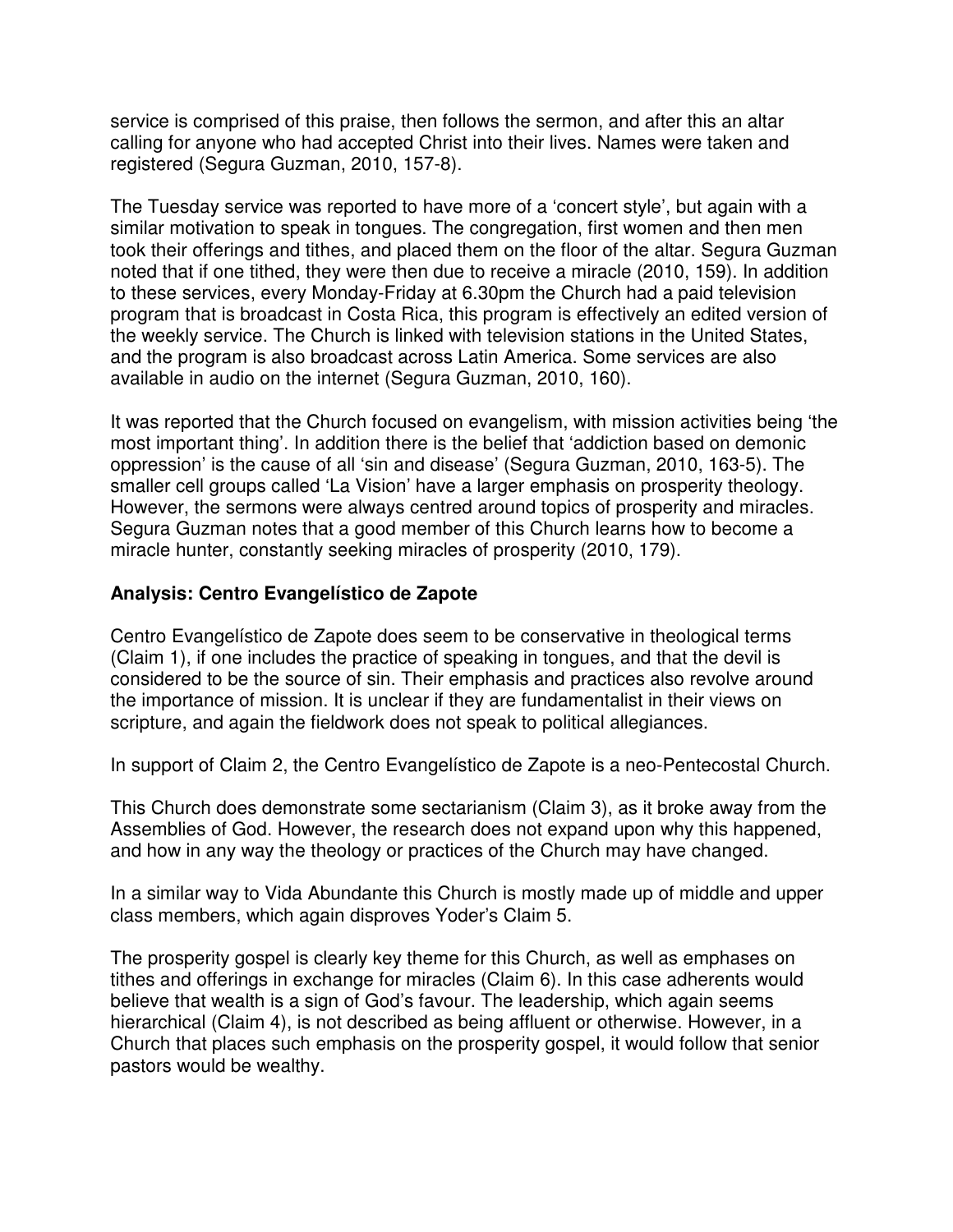service is comprised of this praise, then follows the sermon, and after this an altar calling for anyone who had accepted Christ into their lives. Names were taken and registered (Segura Guzman, 2010, 157-8).

The Tuesday service was reported to have more of a 'concert style', but again with a similar motivation to speak in tongues. The congregation, first women and then men took their offerings and tithes, and placed them on the floor of the altar. Segura Guzman noted that if one tithed, they were then due to receive a miracle (2010, 159). In addition to these services, every Monday-Friday at 6.30pm the Church had a paid television program that is broadcast in Costa Rica, this program is effectively an edited version of the weekly service. The Church is linked with television stations in the United States, and the program is also broadcast across Latin America. Some services are also available in audio on the internet (Segura Guzman, 2010, 160).

It was reported that the Church focused on evangelism, with mission activities being 'the most important thing'. In addition there is the belief that 'addiction based on demonic oppression' is the cause of all 'sin and disease' (Segura Guzman, 2010, 163-5). The smaller cell groups called 'La Vision' have a larger emphasis on prosperity theology. However, the sermons were always centred around topics of prosperity and miracles. Segura Guzman notes that a good member of this Church learns how to become a miracle hunter, constantly seeking miracles of prosperity (2010, 179).

### Analysis: Centro Evangelístico de Zapote

Centro Evangelístico de Zapote does seem to be conservative in theological terms (Claim 1), if one includes the practice of speaking in tongues, and that the devil is considered to be the source of sin. Their emphasis and practices also revolve around the importance of mission. It is unclear if they are fundamentalist in their views on scripture, and again the fieldwork does not speak to political allegiances.

In support of Claim 2, the Centro Evangelístico de Zapote is a neo-Pentecostal Church.

This Church does demonstrate some sectarianism (Claim 3), as it broke away from the Assemblies of God. However, the research does not expand upon why this happened, and how in any way the theology or practices of the Church may have changed.

In a similar way to Vida Abundante this Church is mostly made up of middle and upper class members, which again disproves Yoder's Claim 5.

The prosperity gospel is clearly key theme for this Church, as well as emphases on tithes and offerings in exchange for miracles (Claim 6). In this case adherents would believe that wealth is a sign of God's favour. The leadership, which again seems hierarchical (Claim 4), is not described as being affluent or otherwise. However, in a Church that places such emphasis on the prosperity gospel, it would follow that senior pastors would be wealthy.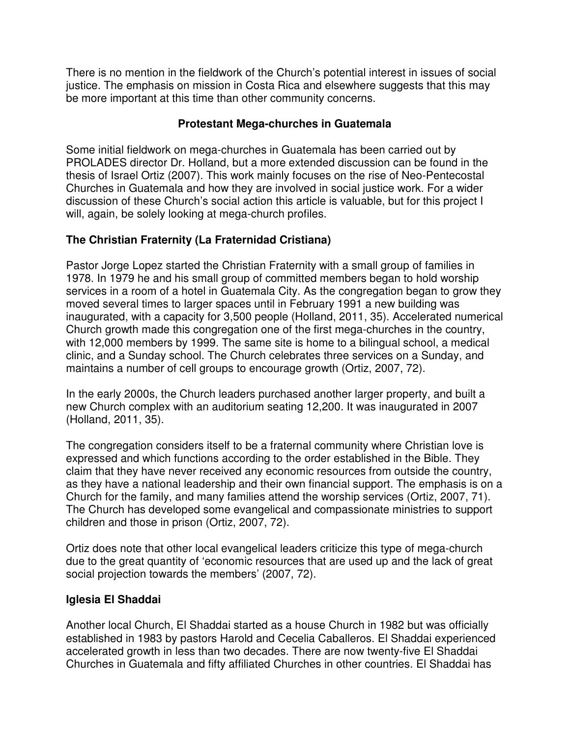There is no mention in the fieldwork of the Church's potential interest in issues of social justice. The emphasis on mission in Costa Rica and elsewhere suggests that this may be more important at this time than other community concerns.

## Protestant Mega-churches in Guatemala

Some initial fieldwork on mega-churches in Guatemala has been carried out by PROLADES director Dr. Holland, but a more extended discussion can be found in the thesis of Israel Ortiz (2007). This work mainly focuses on the rise of Neo-Pentecostal Churches in Guatemala and how they are involved in social justice work. For a wider discussion of these Church's social action this article is valuable, but for this project I will, again, be solely looking at mega-church profiles.

### The Christian Fraternity (La Fraternidad Cristiana)

Pastor Jorge Lopez started the Christian Fraternity with a small group of families in 1978. In 1979 he and his small group of committed members began to hold worship services in a room of a hotel in Guatemala City. As the congregation began to grow they moved several times to larger spaces until in February 1991 a new building was inaugurated, with a capacity for 3,500 people (Holland, 2011, 35). Accelerated numerical Church growth made this congregation one of the first mega-churches in the country, with 12,000 members by 1999. The same site is home to a bilingual school, a medical clinic, and a Sunday school. The Church celebrates three services on a Sunday, and maintains a number of cell groups to encourage growth (Ortiz, 2007, 72).

In the early 2000s, the Church leaders purchased another larger property, and built a new Church complex with an auditorium seating 12,200. It was inaugurated in 2007 (Holland, 2011, 35).

The congregation considers itself to be a fraternal community where Christian love is expressed and which functions according to the order established in the Bible. They claim that they have never received any economic resources from outside the country, as they have a national leadership and their own financial support. The emphasis is on a Church for the family, and many families attend the worship services (Ortiz, 2007, 71). The Church has developed some evangelical and compassionate ministries to support children and those in prison (Ortiz, 2007, 72).

Ortiz does note that other local evangelical leaders criticize this type of mega-church due to the great quantity of 'economic resources that are used up and the lack of great social projection towards the members' (2007, 72).

### Iglesia El Shaddai

Another local Church, El Shaddai started as a house Church in 1982 but was officially established in 1983 by pastors Harold and Cecelia Caballeros. El Shaddai experienced accelerated growth in less than two decades. There are now twenty-five El Shaddai Churches in Guatemala and fifty affiliated Churches in other countries. El Shaddai has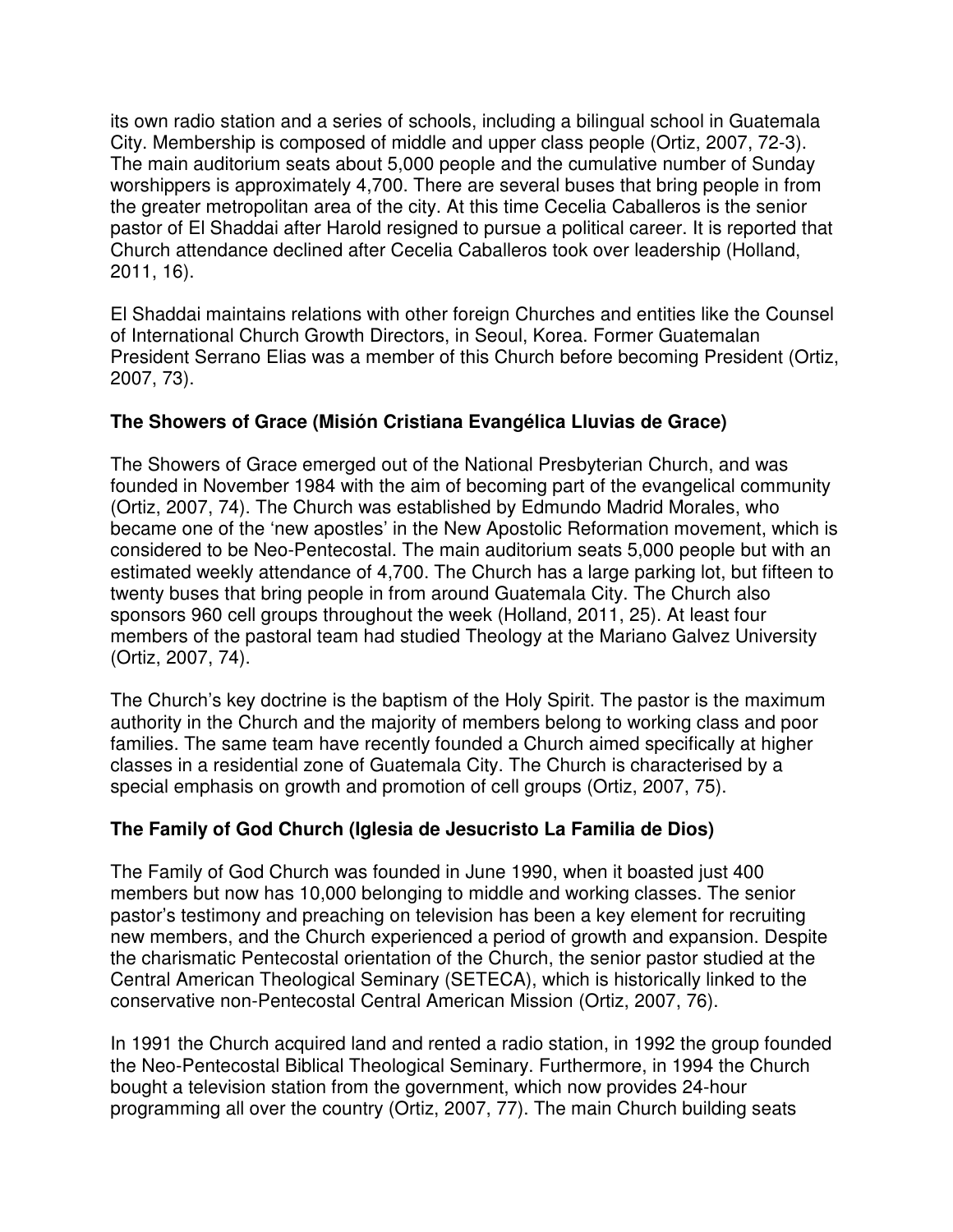its own radio station and a series of schools, including a bilingual school in Guatemala City. Membership is composed of middle and upper class people (Ortiz, 2007, 72-3). The main auditorium seats about 5,000 people and the cumulative number of Sunday worshippers is approximately 4,700. There are several buses that bring people in from the greater metropolitan area of the city. At this time Cecelia Caballeros is the senior pastor of El Shaddai after Harold resigned to pursue a political career. It is reported that Church attendance declined after Cecelia Caballeros took over leadership (Holland, 2011, 16).

El Shaddai maintains relations with other foreign Churches and entities like the Counsel of International Church Growth Directors, in Seoul, Korea. Former Guatemalan President Serrano Elias was a member of this Church before becoming President (Ortiz, 2007, 73).

### The Showers of Grace (Misión Cristiana Evangélica Lluvias de Grace)

The Showers of Grace emerged out of the National Presbyterian Church, and was founded in November 1984 with the aim of becoming part of the evangelical community (Ortiz, 2007, 74). The Church was established by Edmundo Madrid Morales, who became one of the 'new apostles' in the New Apostolic Reformation movement, which is considered to be Neo-Pentecostal. The main auditorium seats 5,000 people but with an estimated weekly attendance of 4,700. The Church has a large parking lot, but fifteen to twenty buses that bring people in from around Guatemala City. The Church also sponsors 960 cell groups throughout the week (Holland, 2011, 25). At least four members of the pastoral team had studied Theology at the Mariano Galvez University (Ortiz, 2007, 74).

The Church's key doctrine is the baptism of the Holy Spirit. The pastor is the maximum authority in the Church and the majority of members belong to working class and poor families. The same team have recently founded a Church aimed specifically at higher classes in a residential zone of Guatemala City. The Church is characterised by a special emphasis on growth and promotion of cell groups (Ortiz, 2007, 75).

### The Family of God Church (Iglesia de Jesucristo La Familia de Dios)

The Family of God Church was founded in June 1990, when it boasted just 400 members but now has 10,000 belonging to middle and working classes. The senior pastor's testimony and preaching on television has been a key element for recruiting new members, and the Church experienced a period of growth and expansion. Despite the charismatic Pentecostal orientation of the Church, the senior pastor studied at the Central American Theological Seminary (SETECA), which is historically linked to the conservative non-Pentecostal Central American Mission (Ortiz, 2007, 76).

In 1991 the Church acquired land and rented a radio station, in 1992 the group founded the Neo-Pentecostal Biblical Theological Seminary. Furthermore, in 1994 the Church bought a television station from the government, which now provides 24-hour programming all over the country (Ortiz, 2007, 77). The main Church building seats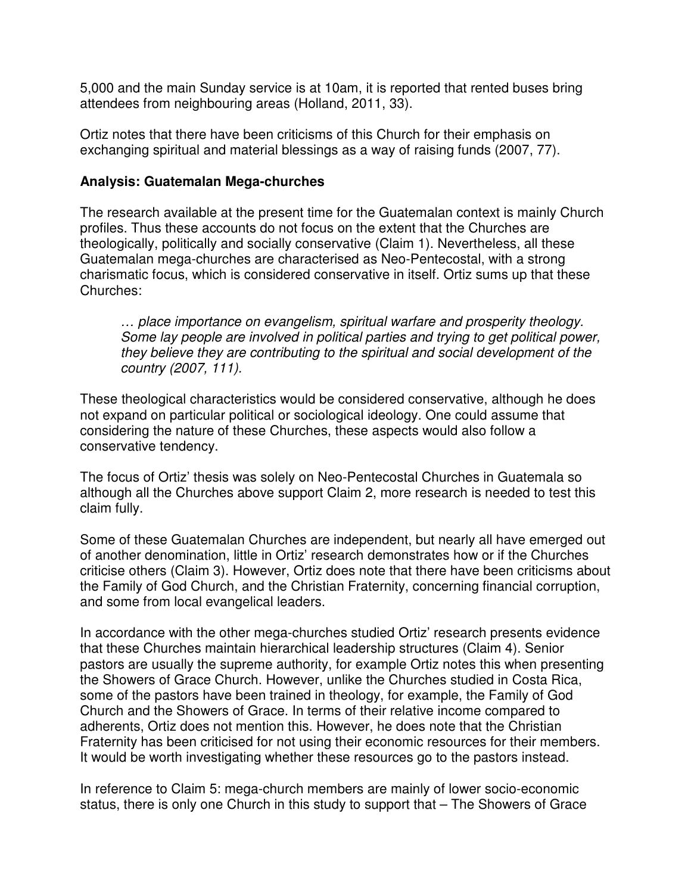5,000 and the main Sunday service is at 10am, it is reported that rented buses bring attendees from neighbouring areas (Holland, 2011, 33).

Ortiz notes that there have been criticisms of this Church for their emphasis on exchanging spiritual and material blessings as a way of raising funds (2007, 77).

**Analysis: Guatemalan Mega-churches**

The research available at the present time for the Guatemalan context is mainly Church profiles. Thus these accounts do not focus on the extent that the Churches are theologically, politically and socially conservative (Claim 1). Nevertheless, all these Guatemalan mega-churches are characterised as Neo-Pentecostal, with a strong charismatic focus, which is considered conservative in itself. Ortiz sums up that these Churches:

> *… place importance on evangelism, spiritual warfare and prosperity theology. Some lay people are involved in political parties and trying to get political power, they believe they are contributing to the spiritual and social development of the country (2007, 111).*

These theological characteristics would be considered conservative, although he does not expand on particular political or sociological ideology. One could assume that considering the nature of these Churches, these aspects would also follow a conservative tendency.

The focus of Ortiz' thesis was solely on Neo-Pentecostal Churches in Guatemala so although all the Churches above support Claim 2, more research is needed to test this claim fully.

Some of these Guatemalan Churches are independent, but nearly all have emerged out of another denomination, little in Ortiz' research demonstrates how or if the Churches criticise others (Claim 3). However, Ortiz does note that there have been criticisms about the Family of God Church, and the Christian Fraternity, concerning financial corruption, and some from local evangelical leaders.

In accordance with the other mega-churches studied Ortiz' research presents evidence that these Churches maintain hierarchical leadership structures (Claim 4). Senior pastors are usually the supreme authority, for example Ortiz notes this when presenting the Showers of Grace Church. However, unlike the Churches studied in Costa Rica, some of the pastors have been trained in theology, for example, the Family of God Church and the Showers of Grace. In terms of their relative income compared to adherents, Ortiz does not mention this. However, he does note that the Christian Fraternity has been criticised for not using their economic resources for their members. It would be worth investigating whether these resources go to the pastors instead.

In reference to Claim 5: mega-church members are mainly of lower socio-economic status, there is only one Church in this study to support that – The Showers of Grace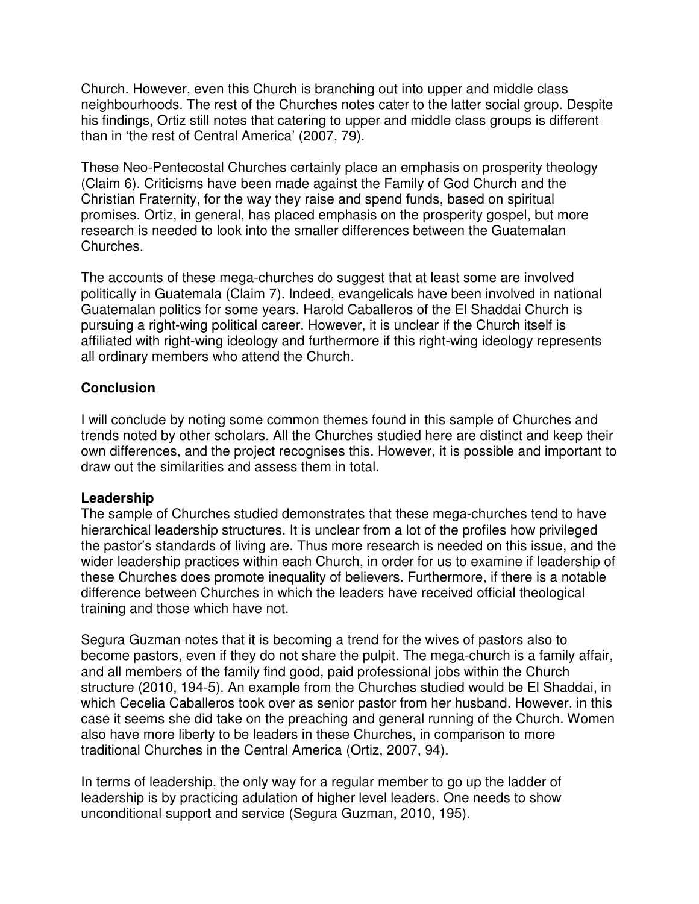Church. However, even this Church is branching out into upper and middle class neighbourhoods. The rest of the Churches notes cater to the latter social group. Despite his findings, Ortiz still notes that catering to upper and middle class groups is different than in 'the rest of Central America' (2007, 79).

These Neo-Pentecostal Churches certainly place an emphasis on prosperity theology (Claim 6). Criticisms have been made against the Family of God Church and the Christian Fraternity, for the way they raise and spend funds, based on spiritual promises. Ortiz, in general, has placed emphasis on the prosperity gospel, but more research is needed to look into the smaller differences between the Guatemalan Churches.

The accounts of these mega-churches do suggest that at least some are involved politically in Guatemala (Claim 7). Indeed, evangelicals have been involved in national Guatemalan politics for some years. Harold Caballeros of the El Shaddai Church is pursuing a right-wing political career. However, it is unclear if the Church itself is affiliated with right-wing ideology and furthermore if this right-wing ideology represents all ordinary members who attend the Church.

## Conclusion

I will conclude by noting some common themes found in this sample of Churches and trends noted by other scholars. All the Churches studied here are distinct and keep their own differences, and the project recognises this. However, it is possible and important to draw out the similarities and assess them in total.

### Leadership

The sample of Churches studied demonstrates that these mega-churches tend to have hierarchical leadership structures. It is unclear from a lot of the profiles how privileged the pastor's standards of living are. Thus more research is needed on this issue, and the wider leadership practices within each Church, in order for us to examine if leadership of these Churches does promote inequality of believers. Furthermore, if there is a notable difference between Churches in which the leaders have received official theological training and those which have not.

Segura Guzman notes that it is becoming a trend for the wives of pastors also to become pastors, even if they do not share the pulpit. The mega-church is a family affair, and all members of the family find good, paid professional jobs within the Church structure (2010, 194-5). An example from the Churches studied would be El Shaddai, in which Cecelia Caballeros took over as senior pastor from her husband. However, in this case it seems she did take on the preaching and general running of the Church. Women also have more liberty to be leaders in these Churches, in comparison to more traditional Churches in the Central America (Ortiz, 2007, 94).

In terms of leadership, the only way for a regular member to go up the ladder of leadership is by practicing adulation of higher level leaders. One needs to show unconditional support and service (Segura Guzman, 2010, 195).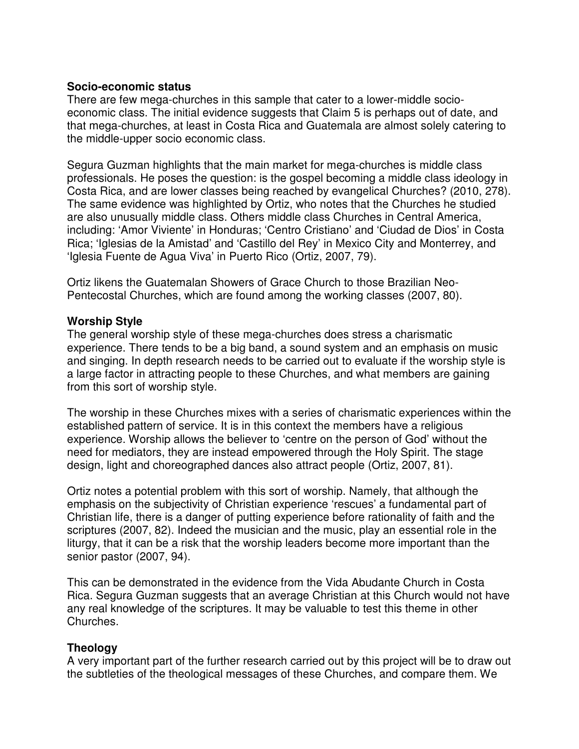**Socio-economic status**

There are few mega-churches in this sample that cater to a lower-middle socio-economic class. The initial evidence suggests that Claim 5 is perhaps out of date, and that mega-churches, at least in Costa Rica and Guatemala are almost solely catering to the middle-upper socio economic class.

Segura Guzman highlights that the main market for mega-churches is middle class professionals. He poses the question: is the gospel becoming a middle class ideology in Costa Rica, and are lower classes being reached by evangelical Churches? (2010, 278). The same evidence was highlighted by Ortiz, who notes that the Churches he studied are also unusually middle class. Others middle class Churches in Central America, including: 'Amor Viviente' in Honduras; 'Centro Cristiano' and 'Ciudad de Dios' in Costa Rica; 'Iglesias de la Amistad' and 'Castillo del Rey' in Mexico City and Monterrey, and 'Iglesia Fuente de Agua Viva' in Puerto Rico (Ortiz, 2007, 79).

Ortiz likens the Guatemalan Showers of Grace Church to those Brazilian Neo-Pentecostal Churches, which are found among the working classes (2007, 80).

**Worship Style**

The general worship style of these mega-churches does stress a charismatic experience. There tends to be a big band, a sound system and an emphasis on music and singing. In depth research needs to be carried out to evaluate if the worship style is a large factor in attracting people to these Churches, and what members are gaining from this sort of worship style.

The worship in these Churches mixes with a series of charismatic experiences within the established pattern of service. It is in this context the members have a religious experience. Worship allows the believer to 'centre on the person of God' without the need for mediators, they are instead empowered through the Holy Spirit. The stage design, light and choreographed dances also attract people (Ortiz, 2007, 81).

Ortiz notes a potential problem with this sort of worship. Namely, that although the emphasis on the subjectivity of Christian experience 'rescues' a fundamental part of Christian life, there is a danger of putting experience before rationality of faith and the scriptures (2007, 82). Indeed the musician and the music, play an essential role in the liturgy, that it can be a risk that the worship leaders become more important than the senior pastor (2007, 94).

This can be demonstrated in the evidence from the Vida Abudante Church in Costa Rica. Segura Guzman suggests that an average Christian at this Church would not have any real knowledge of the scriptures. It may be valuable to test this theme in other Churches.

**Theology**

A very important part of the further research carried out by this project will be to draw out the subtleties of the theological messages of these Churches, and compare them. We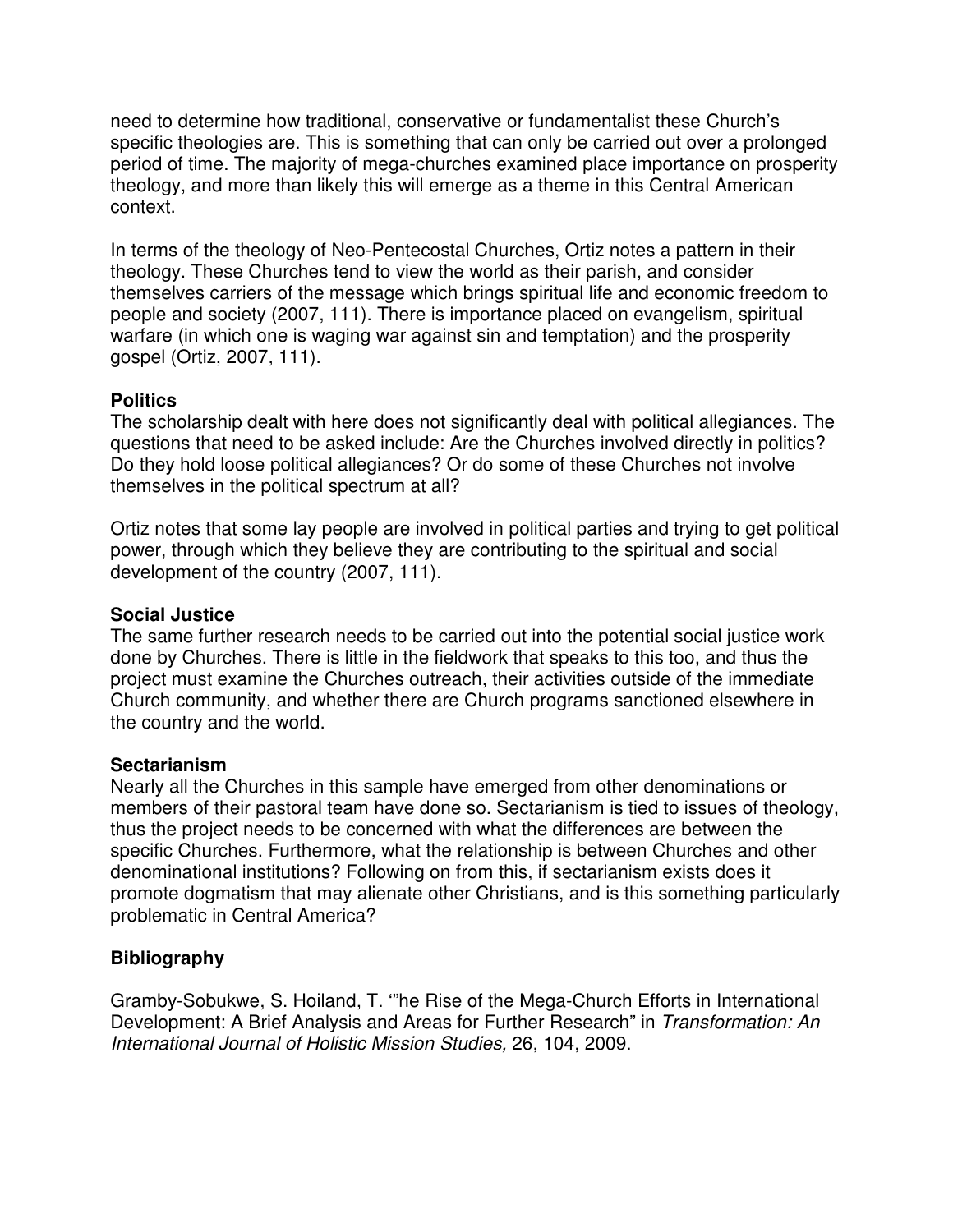need to determine how traditional, conservative or fundamentalist these Church's specific theologies are. This is something that can only be carried out over a prolonged period of time. The majority of mega-churches examined place importance on prosperity theology, and more than likely this will emerge as a theme in this Central American context.

In terms of the theology of Neo-Pentecostal Churches, Ortiz notes a pattern in their theology. These Churches tend to view the world as their parish, and consider themselves carriers of the message which brings spiritual life and economic freedom to people and society (2007, 111). There is importance placed on evangelism, spiritual warfare (in which one is waging war against sin and temptation) and the prosperity gospel (Ortiz, 2007, 111).

**Politics**

The scholarship dealt with here does not significantly deal with political allegiances. The questions that need to be asked include: Are the Churches involved directly in politics? Do they hold loose political allegiances? Or do some of these Churches not involve themselves in the political spectrum at all?

Ortiz notes that some lay people are involved in political parties and trying to get political power, through which they believe they are contributing to the spiritual and social development of the country (2007, 111).

**Social Justice**

The same further research needs to be carried out into the potential social justice work done by Churches. There is little in the fieldwork that speaks to this too, and thus the project must examine the Churches outreach, their activities outside of the immediate Church community, and whether there are Church programs sanctioned elsewhere in the country and the world.

**Sectarianism**

Nearly all the Churches in this sample have emerged from other denominations or members of their pastoral team have done so. Sectarianism is tied to issues of theology, thus the project needs to be concerned with what the differences are between the specific Churches. Furthermore, what the relationship is between Churches and other denominational institutions? Following on from this, if sectarianism exists does it promote dogmatism that may alienate other Christians, and is this something particularly problematic in Central America?

## Bibliography

Gramby-Sobukwe, S. Hoiland, T. '"he Rise of the Mega-Church Efforts in International Development: A Brief Analysis and Areas for Further Research" in *Transformation: An International Journal of Holistic Mission Studies,* 26, 104, 2009.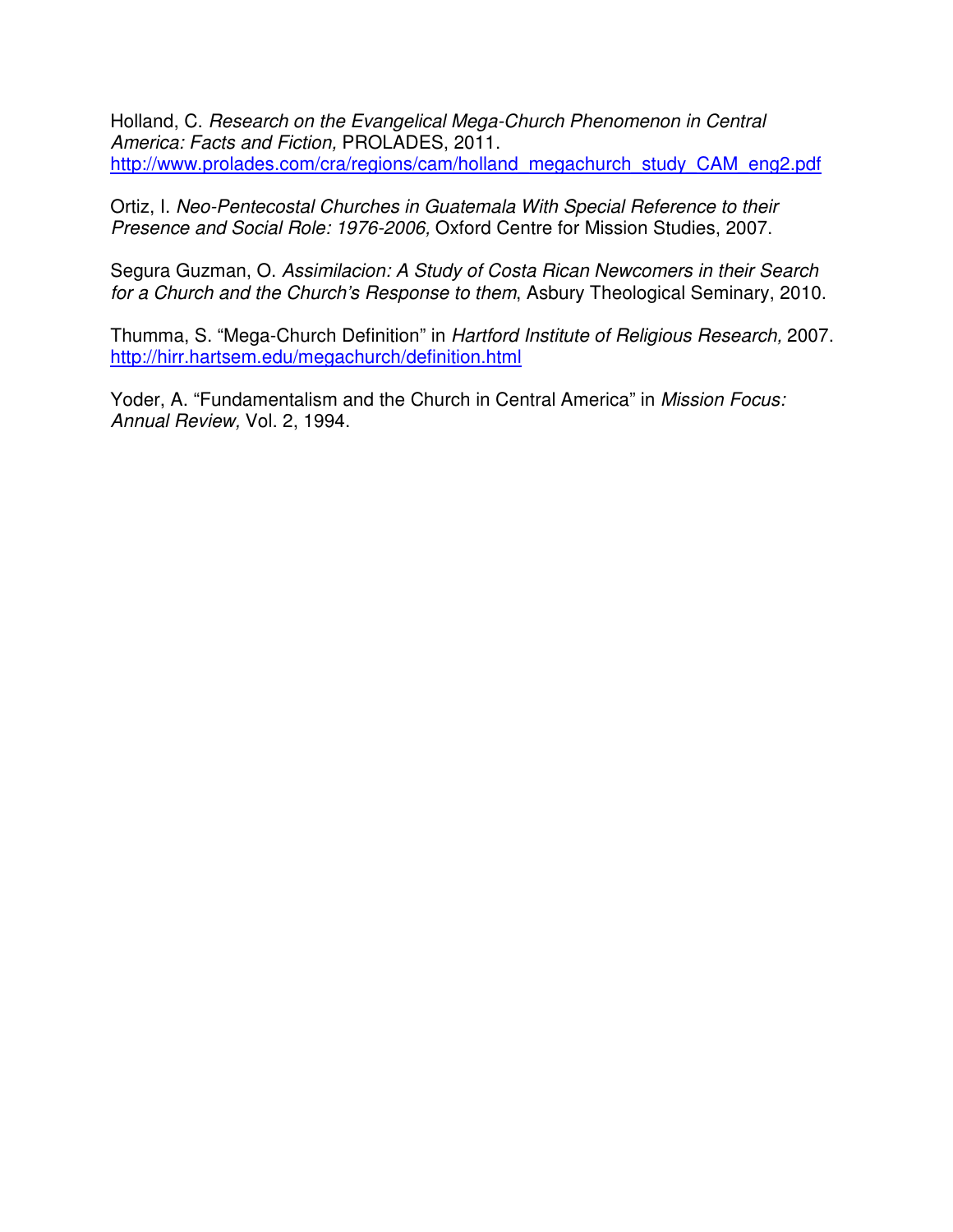Holland, C. *Research on the Evangelical Mega-Church Phenomenon in Central America: Facts and Fiction,* PROLADES, 2011. http://www.prolades.com/cra/regions/cam/holland_megachurch_study_CAM_eng2.pdf

Ortiz, I. *Neo-Pentecostal Churches in Guatemala With Special Reference to their Presence and Social Role: 1976-2006,* Oxford Centre for Mission Studies, 2007.

Segura Guzman, O. *Assimilacion: A Study of Costa Rican Newcomers in their Search for a Church and the Church's Response to them*, Asbury Theological Seminary, 2010.

Thumma, S. "Mega-Church Definition" in *Hartford Institute of Religious Research,* 2007. http://hirr.hartsem.edu/megachurch/definition.html

Yoder, A. "Fundamentalism and the Church in Central America" in *Mission Focus: Annual Review,* Vol. 2, 1994.